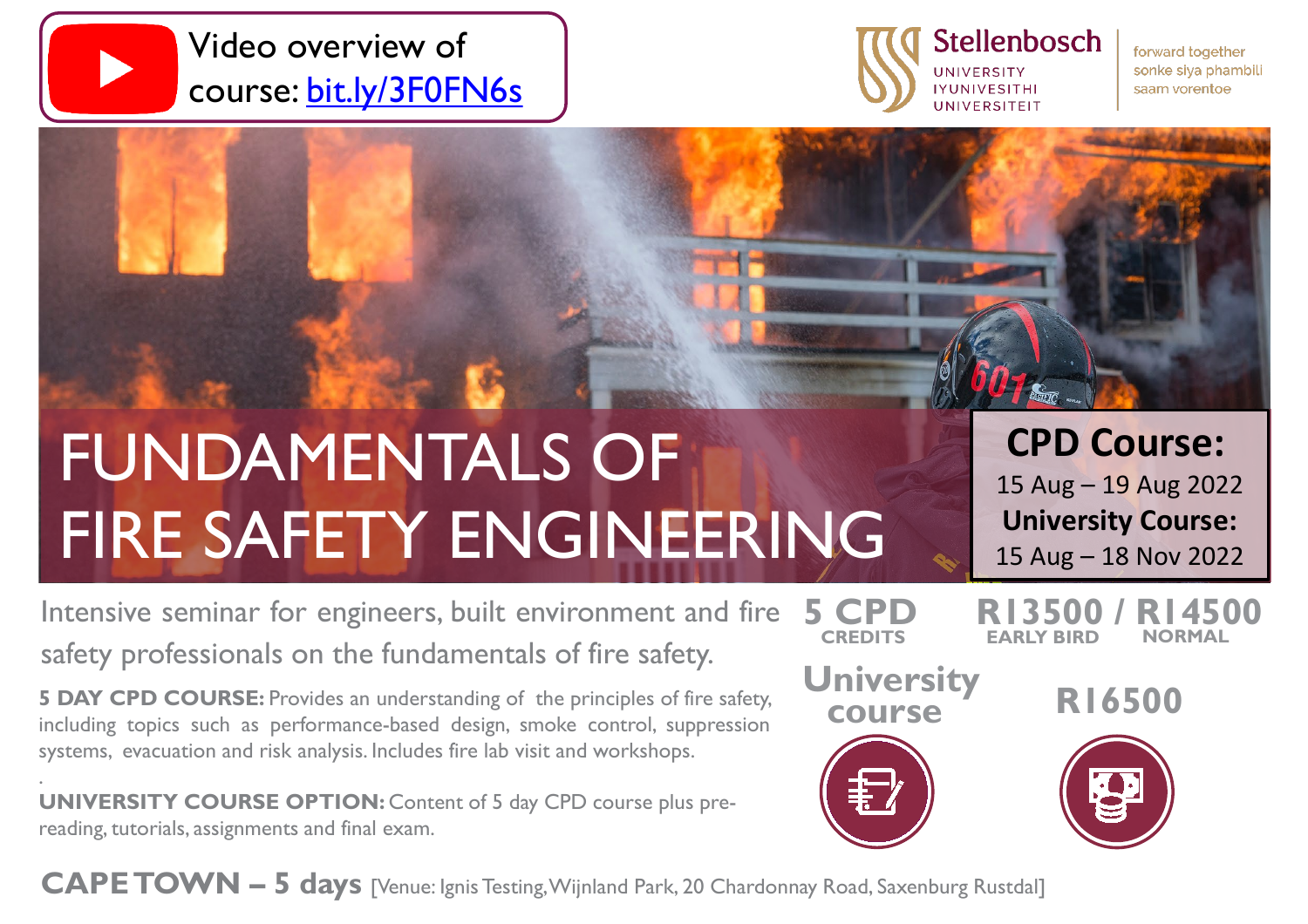Video overview of course: [bit.ly/3F0FN6s](bit.ly/3F0FN6s)

Stellenbosch UNIVERSITY IYUNIVESITHI UNIVERSITEIT

forward together sonke siya phambili saam vorentoe

# FUNDAMENTALS OF FIRE SAFETY ENGINEERING

**CPD Course:**
15 Aug – 19 Aug 2022

**University Course:**
15 Aug – 18 Nov 2022

Intensive seminar for engineers, built environment and fire safety professionals on the fundamentals of fire safety.

**5 DAY CPD COURSE:** Provides an understanding of the principles of fire safety, including topics such as performance-based design, smoke control, suppression systems, evacuation and risk analysis. Includes fire lab visit and workshops.

.

**UNIVERSITY COURSE OPTION:** Content of 5 day CPD course plus pre-reading, tutorials, assignments and final exam.

**5 CPD** CREDITS

**R13500 / R14500**
EARLY BIRD / NORMAL

**University course**

**R16500**

**CAPE TOWN – 5 days** [Venue: Ignis Testing, Wijnland Park, 20 Chardonnay Road, Saxenburg Rustdal]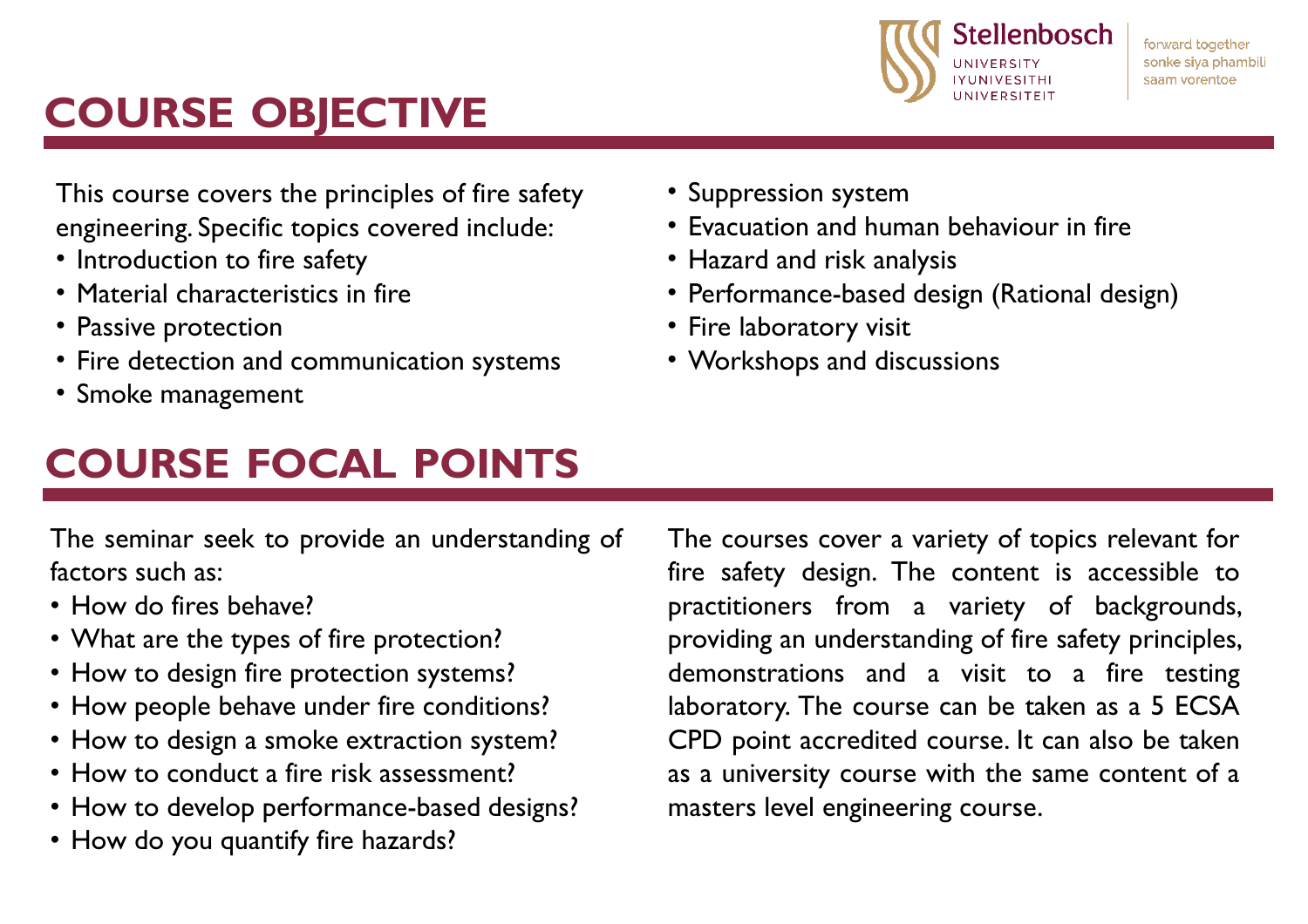# COURSE OBJECTIVE

This course covers the principles of fire safety engineering. Specific topics covered include:

- Introduction to fire safety
- Material characteristics in fire
- Passive protection
- Fire detection and communication systems
- Smoke management
- Suppression system
- Evacuation and human behaviour in fire
- Hazard and risk analysis
- Performance-based design (Rational design)
- Fire laboratory visit
- Workshops and discussions

# COURSE FOCAL POINTS

The seminar seek to provide an understanding of factors such as:

- How do fires behave?
- What are the types of fire protection?
- How to design fire protection systems?
- How people behave under fire conditions?
- How to design a smoke extraction system?
- How to conduct a fire risk assessment?
- How to develop performance-based designs?
- How do you quantify fire hazards?

The courses cover a variety of topics relevant for fire safety design. The content is accessible to practitioners from a variety of backgrounds, providing an understanding of fire safety principles, demonstrations and a visit to a fire testing laboratory. The course can be taken as a 5 ECSA CPD point accredited course. It can also be taken as a university course with the same content of a masters level engineering course.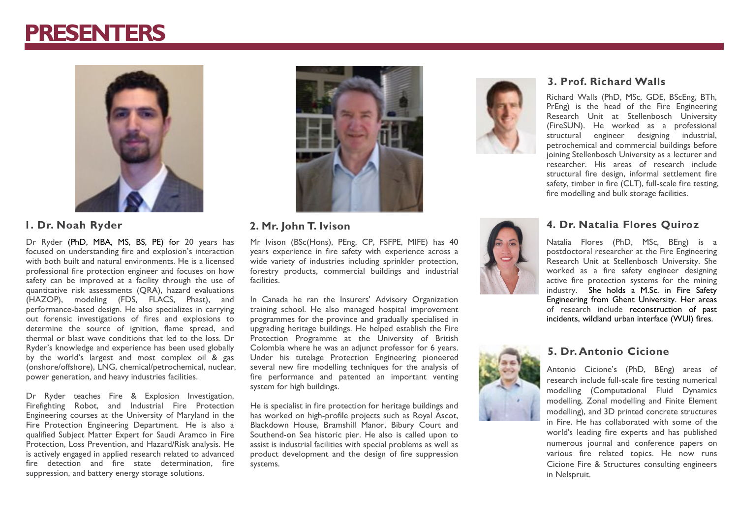# PRESENTERS

### 1. Dr. Noah Ryder

Dr Ryder (PhD, MBA, MS, BS, PE) for 20 years has focused on understanding fire and explosion's interaction with both built and natural environments. He is a licensed professional fire protection engineer and focuses on how safety can be improved at a facility through the use of quantitative risk assessments (QRA), hazard evaluations (HAZOP), modeling (FDS, FLACS, Phast), and performance-based design. He also specializes in carrying out forensic investigations of fires and explosions to determine the source of ignition, flame spread, and thermal or blast wave conditions that led to the loss. Dr Ryder's knowledge and experience has been used globally by the world's largest and most complex oil & gas (onshore/offshore), LNG, chemical/petrochemical, nuclear, power generation, and heavy industries facilities.

Dr Ryder teaches Fire & Explosion Investigation, Firefighting Robot, and Industrial Fire Protection Engineering courses at the University of Maryland in the Fire Protection Engineering Department. He is also a qualified Subject Matter Expert for Saudi Aramco in Fire Protection, Loss Prevention, and Hazard/Risk analysis. He is actively engaged in applied research related to advanced fire detection and fire state determination, fire suppression, and battery energy storage solutions.

### 2. Mr. John T. Ivison

Mr Ivison (BSc(Hons), PEng, CP, FSFPE, MIFE) has 40 years experience in fire safety with experience across a wide variety of industries including sprinkler protection, forestry products, commercial buildings and industrial facilities.

In Canada he ran the Insurers' Advisory Organization training school. He also managed hospital improvement programmes for the province and gradually specialised in upgrading heritage buildings. He helped establish the Fire Protection Programme at the University of British Colombia where he was an adjunct professor for 6 years. Under his tutelage Protection Engineering pioneered several new fire modelling techniques for the analysis of fire performance and patented an important venting system for high buildings.

He is specialist in fire protection for heritage buildings and has worked on high-profile projects such as Royal Ascot, Blackdown House, Bramshill Manor, Bibury Court and Southend-on Sea historic pier. He also is called upon to assist is industrial facilities with special problems as well as product development and the design of fire suppression systems.

### 3. Prof. Richard Walls

Richard Walls (PhD, MSc, GDE, BScEng, BTh, PrEng) is the head of the Fire Engineering Research Unit at Stellenbosch University (FireSUN). He worked as a professional structural engineer designing industrial, petrochemical and commercial buildings before joining Stellenbosch University as a lecturer and researcher. His areas of research include structural fire design, informal settlement fire safety, timber in fire (CLT), full-scale fire testing, fire modelling and bulk storage facilities.

### 4. Dr. Natalia Flores Quiroz

Natalia Flores (PhD, MSc, BEng) is a postdoctoral researcher at the Fire Engineering Research Unit at Stellenbosch University. She worked as a fire safety engineer designing active fire protection systems for the mining industry. She holds a M.Sc. in Fire Safety Engineering from Ghent University. Her areas of research include reconstruction of past incidents, wildland urban interface (WUI) fires.

### 5. Dr. Antonio Cicione

Antonio Cicione's (PhD, BEng) areas of research include full-scale fire testing numerical modelling (Computational Fluid Dynamics modelling, Zonal modelling and Finite Element modelling), and 3D printed concrete structures in Fire. He has collaborated with some of the world's leading fire experts and has published numerous journal and conference papers on various fire related topics. He now runs Cicione Fire & Structures consulting engineers in Nelspruit.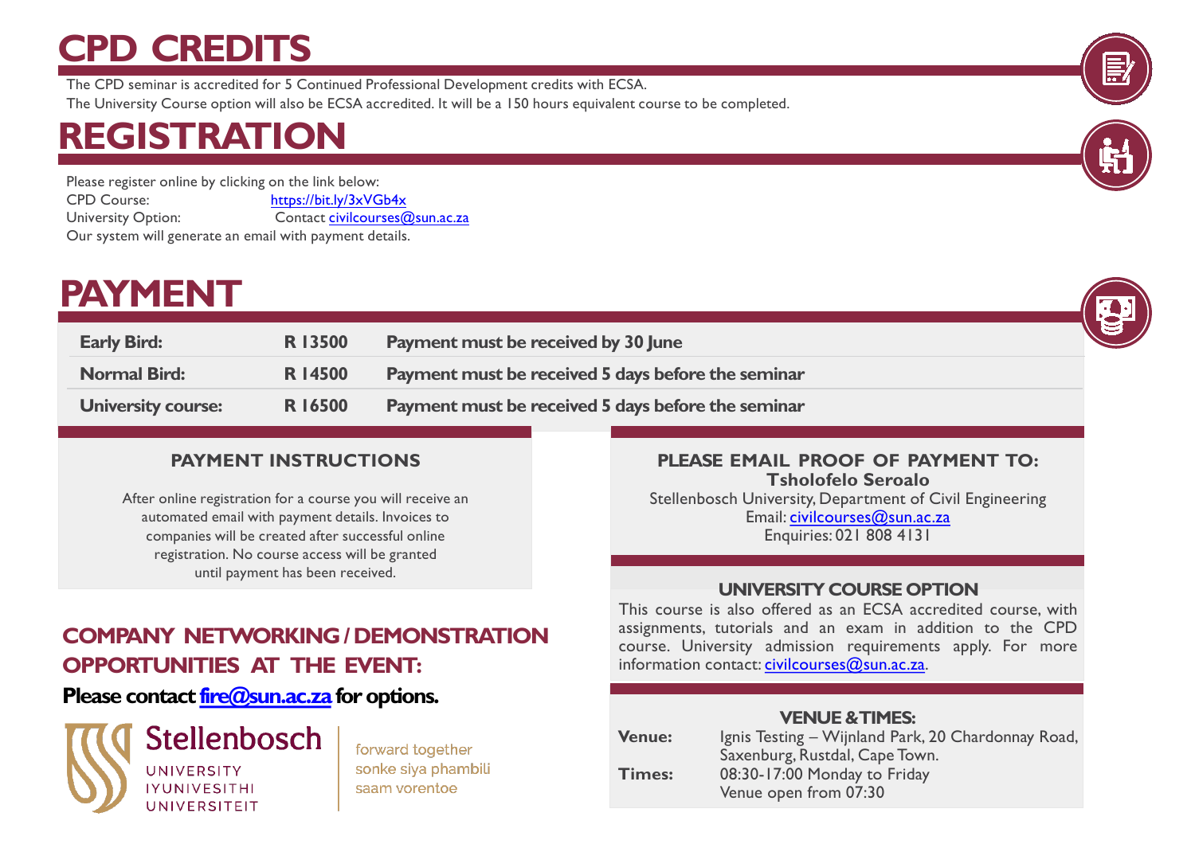# CPD CREDITS

The CPD seminar is accredited for 5 Continued Professional Development credits with ECSA.
The University Course option will also be ECSA accredited. It will be a 150 hours equivalent course to be completed.

# REGISTRATION

Please register online by clicking on the link below:
CPD Course: https://bit.ly/3xVGb4x
University Option: Contact civilcourses@sun.ac.za
Our system will generate an email with payment details.

# PAYMENT

| | | |
|---|---|---|
| **Early Bird:** | **R 13500** | **Payment must be received by 30 June** |
| **Normal Bird:** | **R 14500** | **Payment must be received 5 days before the seminar** |
| **University course:** | **R 16500** | **Payment must be received 5 days before the seminar** |

## PAYMENT INSTRUCTIONS

After online registration for a course you will receive an automated email with payment details. Invoices to companies will be created after successful online registration. No course access will be granted until payment has been received.

## COMPANY NETWORKING / DEMONSTRATION OPPORTUNITIES AT THE EVENT:

**Please contact fire@sun.ac.za for options.**

Stellenbosch UNIVERSITY IYUNIVESITHI UNIVERSITEIT

forward together
sonke siya phambili
saam vorentoe

## PLEASE EMAIL PROOF OF PAYMENT TO:

**Tsholofelo Seroalo**
Stellenbosch University, Department of Civil Engineering
Email: civilcourses@sun.ac.za
Enquiries: 021 808 4131

## UNIVERSITY COURSE OPTION

This course is also offered as an ECSA accredited course, with assignments, tutorials and an exam in addition to the CPD course. University admission requirements apply. For more information contact: civilcourses@sun.ac.za.

## VENUE & TIMES:

**Venue:** Ignis Testing – Wijnland Park, 20 Chardonnay Road, Saxenburg, Rustdal, Cape Town.

**Times:** 08:30-17:00 Monday to Friday
Venue open from 07:30